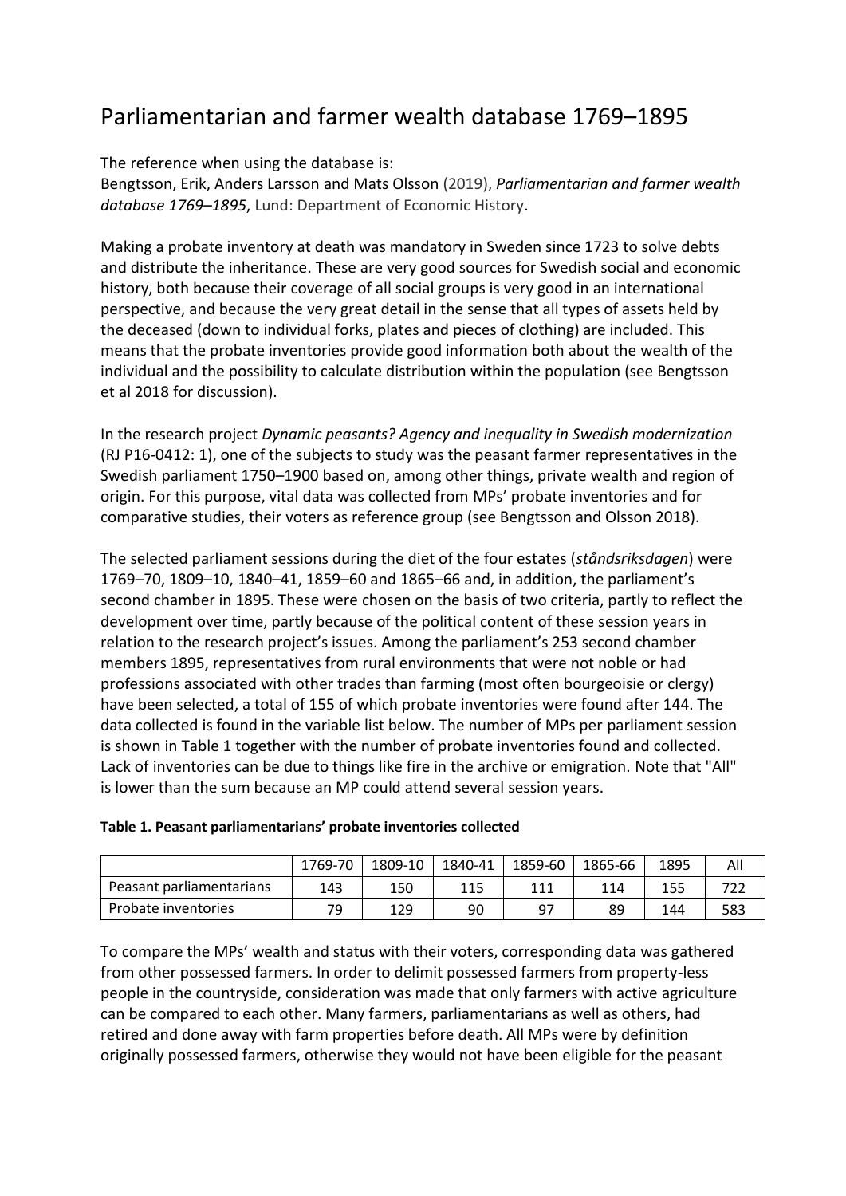# Parliamentarian and farmer wealth database 1769–1895

The reference when using the database is:
Bengtsson, Erik, Anders Larsson and Mats Olsson (2019), *Parliamentarian and farmer wealth database 1769–1895*, Lund: Department of Economic History.

Making a probate inventory at death was mandatory in Sweden since 1723 to solve debts and distribute the inheritance. These are very good sources for Swedish social and economic history, both because their coverage of all social groups is very good in an international perspective, and because the very great detail in the sense that all types of assets held by the deceased (down to individual forks, plates and pieces of clothing) are included. This means that the probate inventories provide good information both about the wealth of the individual and the possibility to calculate distribution within the population (see Bengtsson et al 2018 for discussion).

In the research project *Dynamic peasants? Agency and inequality in Swedish modernization* (RJ P16-0412: 1), one of the subjects to study was the peasant farmer representatives in the Swedish parliament 1750–1900 based on, among other things, private wealth and region of origin. For this purpose, vital data was collected from MPs' probate inventories and for comparative studies, their voters as reference group (see Bengtsson and Olsson 2018).

The selected parliament sessions during the diet of the four estates (*ståndsriksdagen*) were 1769–70, 1809–10, 1840–41, 1859–60 and 1865–66 and, in addition, the parliament's second chamber in 1895. These were chosen on the basis of two criteria, partly to reflect the development over time, partly because of the political content of these session years in relation to the research project's issues. Among the parliament's 253 second chamber members 1895, representatives from rural environments that were not noble or had professions associated with other trades than farming (most often bourgeoisie or clergy) have been selected, a total of 155 of which probate inventories were found after 144. The data collected is found in the variable list below. The number of MPs per parliament session is shown in Table 1 together with the number of probate inventories found and collected. Lack of inventories can be due to things like fire in the archive or emigration. Note that "All" is lower than the sum because an MP could attend several session years.

**Table 1. Peasant parliamentarians' probate inventories collected**

| | 1769-70 | 1809-10 | 1840-41 | 1859-60 | 1865-66 | 1895 | All |
|---|---|---|---|---|---|---|---|
| Peasant parliamentarians | 143 | 150 | 115 | 111 | 114 | 155 | 722 |
| Probate inventories | 79 | 129 | 90 | 97 | 89 | 144 | 583 |

To compare the MPs' wealth and status with their voters, corresponding data was gathered from other possessed farmers. In order to delimit possessed farmers from property-less people in the countryside, consideration was made that only farmers with active agriculture can be compared to each other. Many farmers, parliamentarians as well as others, had retired and done away with farm properties before death. All MPs were by definition originally possessed farmers, otherwise they would not have been eligible for the peasant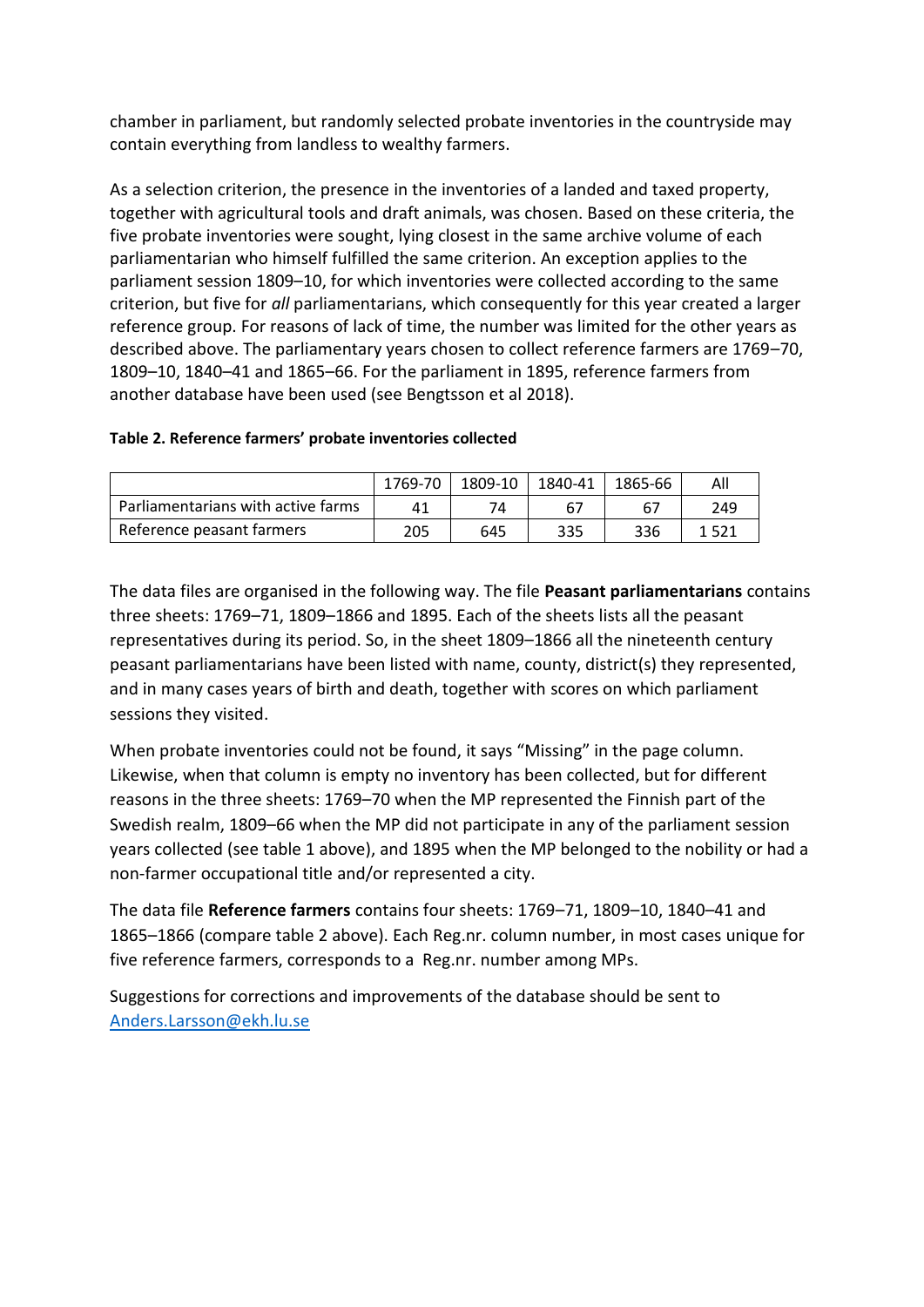chamber in parliament, but randomly selected probate inventories in the countryside may contain everything from landless to wealthy farmers.

As a selection criterion, the presence in the inventories of a landed and taxed property, together with agricultural tools and draft animals, was chosen. Based on these criteria, the five probate inventories were sought, lying closest in the same archive volume of each parliamentarian who himself fulfilled the same criterion. An exception applies to the parliament session 1809–10, for which inventories were collected according to the same criterion, but five for *all* parliamentarians, which consequently for this year created a larger reference group. For reasons of lack of time, the number was limited for the other years as described above. The parliamentary years chosen to collect reference farmers are 1769–70, 1809–10, 1840–41 and 1865–66. For the parliament in 1895, reference farmers from another database have been used (see Bengtsson et al 2018).

**Table 2. Reference farmers' probate inventories collected**

| | 1769-70 | 1809-10 | 1840-41 | 1865-66 | All |
|---|---|---|---|---|---|
| Parliamentarians with active farms | 41 | 74 | 67 | 67 | 249 |
| Reference peasant farmers | 205 | 645 | 335 | 336 | 1 521 |

The data files are organised in the following way. The file **Peasant parliamentarians** contains three sheets: 1769–71, 1809–1866 and 1895. Each of the sheets lists all the peasant representatives during its period. So, in the sheet 1809–1866 all the nineteenth century peasant parliamentarians have been listed with name, county, district(s) they represented, and in many cases years of birth and death, together with scores on which parliament sessions they visited.

When probate inventories could not be found, it says "Missing" in the page column. Likewise, when that column is empty no inventory has been collected, but for different reasons in the three sheets: 1769–70 when the MP represented the Finnish part of the Swedish realm, 1809–66 when the MP did not participate in any of the parliament session years collected (see table 1 above), and 1895 when the MP belonged to the nobility or had a non-farmer occupational title and/or represented a city.

The data file **Reference farmers** contains four sheets: 1769–71, 1809–10, 1840–41 and 1865–1866 (compare table 2 above). Each Reg.nr. column number, in most cases unique for five reference farmers, corresponds to a Reg.nr. number among MPs.

Suggestions for corrections and improvements of the database should be sent to Anders.Larsson@ekh.lu.se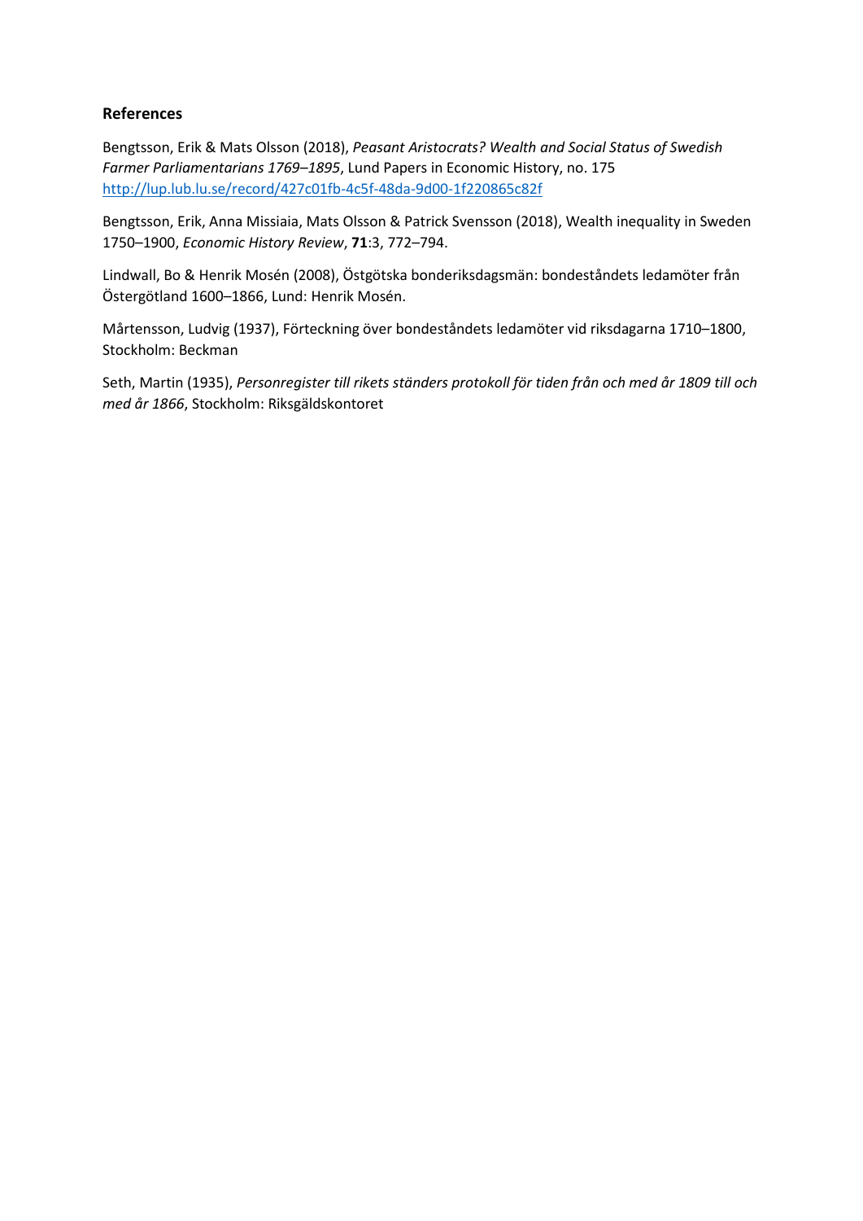## References

Bengtsson, Erik & Mats Olsson (2018), *Peasant Aristocrats? Wealth and Social Status of Swedish Farmer Parliamentarians 1769–1895*, Lund Papers in Economic History, no. 175 http://lup.lub.lu.se/record/427c01fb-4c5f-48da-9d00-1f220865c82f

Bengtsson, Erik, Anna Missiaia, Mats Olsson & Patrick Svensson (2018), Wealth inequality in Sweden 1750–1900, *Economic History Review*, **71**:3, 772–794.

Lindwall, Bo & Henrik Mosén (2008), Östgötska bonderiksdagsmän: bondeståndets ledamöter från Östergötland 1600–1866, Lund: Henrik Mosén.

Mårtensson, Ludvig (1937), Förteckning över bondeståndets ledamöter vid riksdagarna 1710–1800, Stockholm: Beckman

Seth, Martin (1935), *Personregister till rikets ständers protokoll för tiden från och med år 1809 till och med år 1866*, Stockholm: Riksgäldskontoret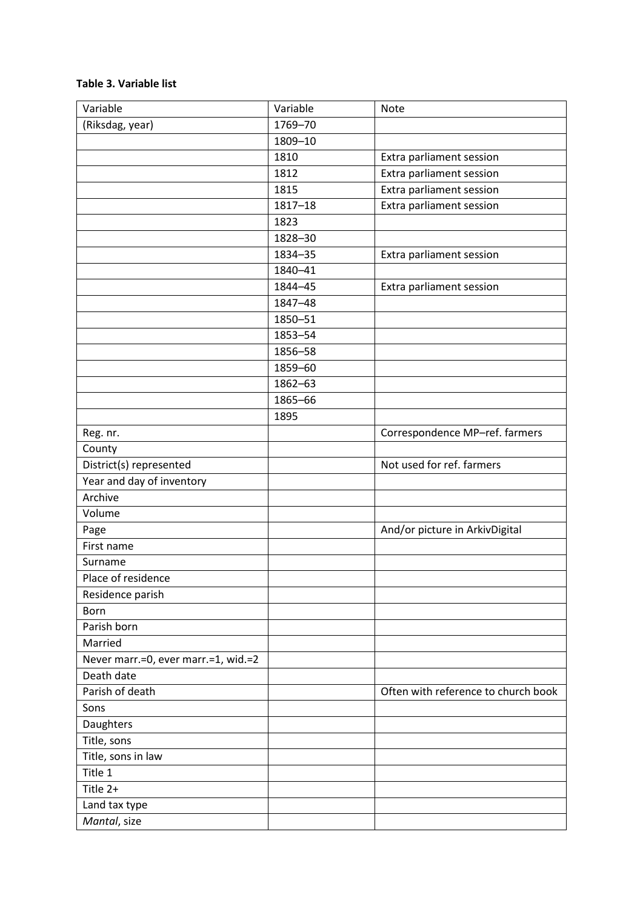**Table 3. Variable list**

| Variable | Variable | Note |
|---|---|---|
| (Riksdag, year) | 1769–70 | |
| | 1809–10 | |
| | 1810 | Extra parliament session |
| | 1812 | Extra parliament session |
| | 1815 | Extra parliament session |
| | 1817–18 | Extra parliament session |
| | 1823 | |
| | 1828–30 | |
| | 1834–35 | Extra parliament session |
| | 1840–41 | |
| | 1844–45 | Extra parliament session |
| | 1847–48 | |
| | 1850–51 | |
| | 1853–54 | |
| | 1856–58 | |
| | 1859–60 | |
| | 1862–63 | |
| | 1865–66 | |
| | 1895 | |
| Reg. nr. | | Correspondence MP–ref. farmers |
| County | | |
| District(s) represented | | Not used for ref. farmers |
| Year and day of inventory | | |
| Archive | | |
| Volume | | |
| Page | | And/or picture in ArkivDigital |
| First name | | |
| Surname | | |
| Place of residence | | |
| Residence parish | | |
| Born | | |
| Parish born | | |
| Married | | |
| Never marr.=0, ever marr.=1, wid.=2 | | |
| Death date | | |
| Parish of death | | Often with reference to church book |
| Sons | | |
| Daughters | | |
| Title, sons | | |
| Title, sons in law | | |
| Title 1 | | |
| Title 2+ | | |
| Land tax type | | |
| *Mantal*, size | | |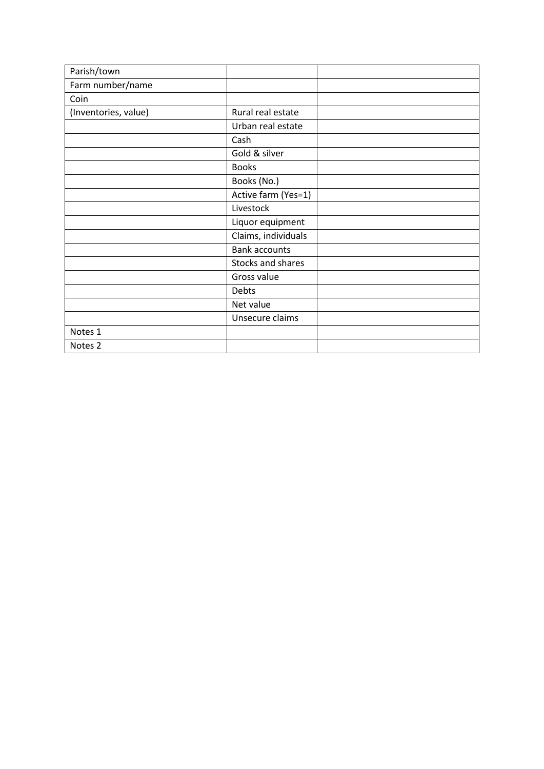| | | |
|---|---|---|
| Parish/town | | |
| Farm number/name | | |
| Coin | | |
| (Inventories, value) | Rural real estate | |
| | Urban real estate | |
| | Cash | |
| | Gold & silver | |
| | Books | |
| | Books (No.) | |
| | Active farm (Yes=1) | |
| | Livestock | |
| | Liquor equipment | |
| | Claims, individuals | |
| | Bank accounts | |
| | Stocks and shares | |
| | Gross value | |
| | Debts | |
| | Net value | |
| | Unsecure claims | |
| Notes 1 | | |
| Notes 2 | | |